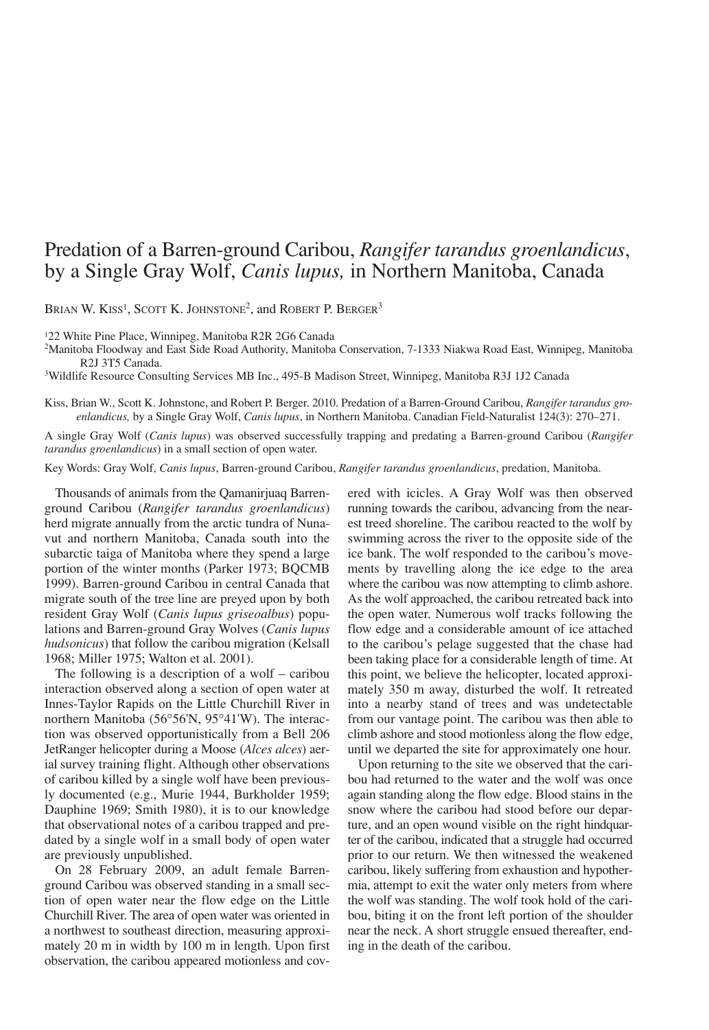# Predation of a Barren-ground Caribou, *Rangifer tarandus groenlandicus*, by a Single Gray Wolf, *Canis lupus,* in Northern Manitoba, Canada

Brian W. Kiss[1], Scott K. Johnstone[2], and Robert P. Berger[3]

[1]22 White Pine Place, Winnipeg, Manitoba R2R 2G6 Canada
[2]Manitoba Floodway and East Side Road Authority, Manitoba Conservation, 7-1333 Niakwa Road East, Winnipeg, Manitoba R2J 3T5 Canada.
[3]Wildlife Resource Consulting Services MB Inc., 495-B Madison Street, Winnipeg, Manitoba R3J 1J2 Canada

Kiss, Brian W., Scott K. Johnstone, and Robert P. Berger. 2010. Predation of a Barren-Ground Caribou, *Rangifer tarandus groenlandicus,* by a Single Gray Wolf, *Canis lupus*, in Northern Manitoba. Canadian Field-Naturalist 124(3): 270–271.

A single Gray Wolf (*Canis lupus*) was observed successfully trapping and predating a Barren-ground Caribou (*Rangifer tarandus groenlandicus*) in a small section of open water.

Key Words: Gray Wolf, *Canis lupus*, Barren-ground Caribou, *Rangifer tarandus groenlandicus*, predation, Manitoba.

Thousands of animals from the Qamanirjuaq Barren-ground Caribou (*Rangifer tarandus groenlandicus*) herd migrate annually from the arctic tundra of Nunavut and northern Manitoba, Canada south into the subarctic taiga of Manitoba where they spend a large portion of the winter months (Parker 1973; BQCMB 1999). Barren-ground Caribou in central Canada that migrate south of the tree line are preyed upon by both resident Gray Wolf (*Canis lupus griseoalbus*) populations and Barren-ground Gray Wolves (*Canis lupus hudsonicus*) that follow the caribou migration (Kelsall 1968; Miller 1975; Walton et al. 2001).

The following is a description of a wolf – caribou interaction observed along a section of open water at Innes-Taylor Rapids on the Little Churchill River in northern Manitoba (56°56'N, 95°41'W). The interaction was observed opportunistically from a Bell 206 JetRanger helicopter during a Moose (*Alces alces*) aerial survey training flight. Although other observations of caribou killed by a single wolf have been previously documented (e.g., Murie 1944, Burkholder 1959; Dauphine 1969; Smith 1980), it is to our knowledge that observational notes of a caribou trapped and predated by a single wolf in a small body of open water are previously unpublished.

On 28 February 2009, an adult female Barren-ground Caribou was observed standing in a small section of open water near the flow edge on the Little Churchill River. The area of open water was oriented in a northwest to southeast direction, measuring approximately 20 m in width by 100 m in length. Upon first observation, the caribou appeared motionless and covered with icicles. A Gray Wolf was then observed running towards the caribou, advancing from the nearest treed shoreline. The caribou reacted to the wolf by swimming across the river to the opposite side of the ice bank. The wolf responded to the caribou's movements by travelling along the ice edge to the area where the caribou was now attempting to climb ashore. As the wolf approached, the caribou retreated back into the open water. Numerous wolf tracks following the flow edge and a considerable amount of ice attached to the caribou's pelage suggested that the chase had been taking place for a considerable length of time. At this point, we believe the helicopter, located approximately 350 m away, disturbed the wolf. It retreated into a nearby stand of trees and was undetectable from our vantage point. The caribou was then able to climb ashore and stood motionless along the flow edge, until we departed the site for approximately one hour.

Upon returning to the site we observed that the caribou had returned to the water and the wolf was once again standing along the flow edge. Blood stains in the snow where the caribou had stood before our departure, and an open wound visible on the right hindquarter of the caribou, indicated that a struggle had occurred prior to our return. We then witnessed the weakened caribou, likely suffering from exhaustion and hypothermia, attempt to exit the water only meters from where the wolf was standing. The wolf took hold of the caribou, biting it on the front left portion of the shoulder near the neck. A short struggle ensued thereafter, ending in the death of the caribou.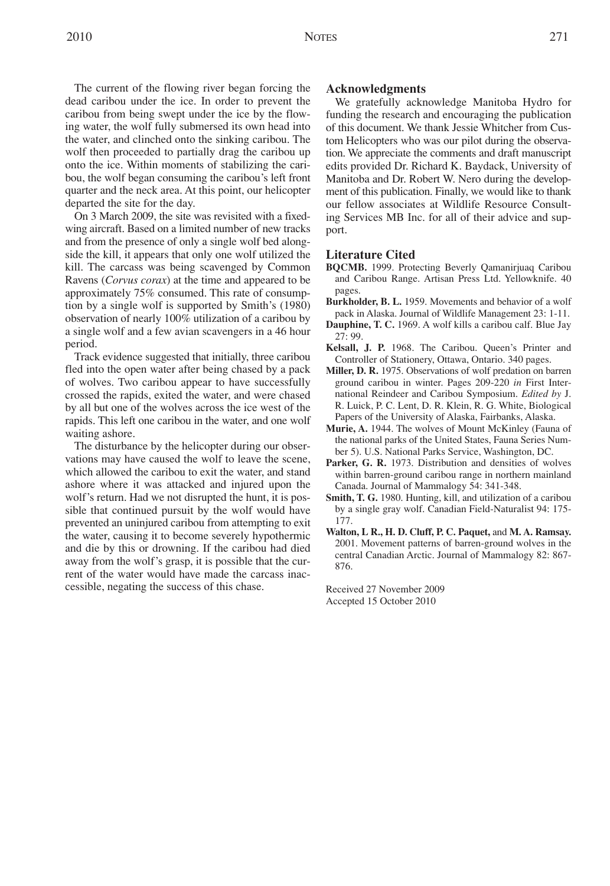The current of the flowing river began forcing the dead caribou under the ice. In order to prevent the caribou from being swept under the ice by the flowing water, the wolf fully submersed its own head into the water, and clinched onto the sinking caribou. The wolf then proceeded to partially drag the caribou up onto the ice. Within moments of stabilizing the caribou, the wolf began consuming the caribou's left front quarter and the neck area. At this point, our helicopter departed the site for the day.

On 3 March 2009, the site was revisited with a fixed-wing aircraft. Based on a limited number of new tracks and from the presence of only a single wolf bed alongside the kill, it appears that only one wolf utilized the kill. The carcass was being scavenged by Common Ravens (*Corvus corax*) at the time and appeared to be approximately 75% consumed. This rate of consumption by a single wolf is supported by Smith's (1980) observation of nearly 100% utilization of a caribou by a single wolf and a few avian scavengers in a 46 hour period.

Track evidence suggested that initially, three caribou fled into the open water after being chased by a pack of wolves. Two caribou appear to have successfully crossed the rapids, exited the water, and were chased by all but one of the wolves across the ice west of the rapids. This left one caribou in the water, and one wolf waiting ashore.

The disturbance by the helicopter during our observations may have caused the wolf to leave the scene, which allowed the caribou to exit the water, and stand ashore where it was attacked and injured upon the wolf's return. Had we not disrupted the hunt, it is possible that continued pursuit by the wolf would have prevented an uninjured caribou from attempting to exit the water, causing it to become severely hypothermic and die by this or drowning. If the caribou had died away from the wolf's grasp, it is possible that the current of the water would have made the carcass inaccessible, negating the success of this chase.

## Acknowledgments

We gratefully acknowledge Manitoba Hydro for funding the research and encouraging the publication of this document. We thank Jessie Whitcher from Custom Helicopters who was our pilot during the observation. We appreciate the comments and draft manuscript edits provided Dr. Richard K. Baydack, University of Manitoba and Dr. Robert W. Nero during the development of this publication. Finally, we would like to thank our fellow associates at Wildlife Resource Consulting Services MB Inc. for all of their advice and support.

## Literature Cited

**BQCMB.** 1999. Protecting Beverly Qamanirjuaq Caribou and Caribou Range. Artisan Press Ltd. Yellowknife. 40 pages.

**Burkholder, B. L.** 1959. Movements and behavior of a wolf pack in Alaska. Journal of Wildlife Management 23: 1-11.

**Dauphine, T. C.** 1969. A wolf kills a caribou calf. Blue Jay 27: 99.

**Kelsall, J. P.** 1968. The Caribou. Queen's Printer and Controller of Stationery, Ottawa, Ontario. 340 pages.

**Miller, D. R.** 1975. Observations of wolf predation on barren ground caribou in winter. Pages 209-220 *in* First International Reindeer and Caribou Symposium. *Edited by* J. R. Luick, P. C. Lent, D. R. Klein, R. G. White, Biological Papers of the University of Alaska, Fairbanks, Alaska.

**Murie, A.** 1944. The wolves of Mount McKinley (Fauna of the national parks of the United States, Fauna Series Number 5). U.S. National Parks Service, Washington, DC.

**Parker, G. R.** 1973. Distribution and densities of wolves within barren-ground caribou range in northern mainland Canada. Journal of Mammalogy 54: 341-348.

**Smith, T. G.** 1980. Hunting, kill, and utilization of a caribou by a single gray wolf. Canadian Field-Naturalist 94: 175-177.

**Walton, L R., H. D. Cluff, P. C. Paquet,** and **M. A. Ramsay.** 2001. Movement patterns of barren-ground wolves in the central Canadian Arctic. Journal of Mammalogy 82: 867-876.

Received 27 November 2009
Accepted 15 October 2010